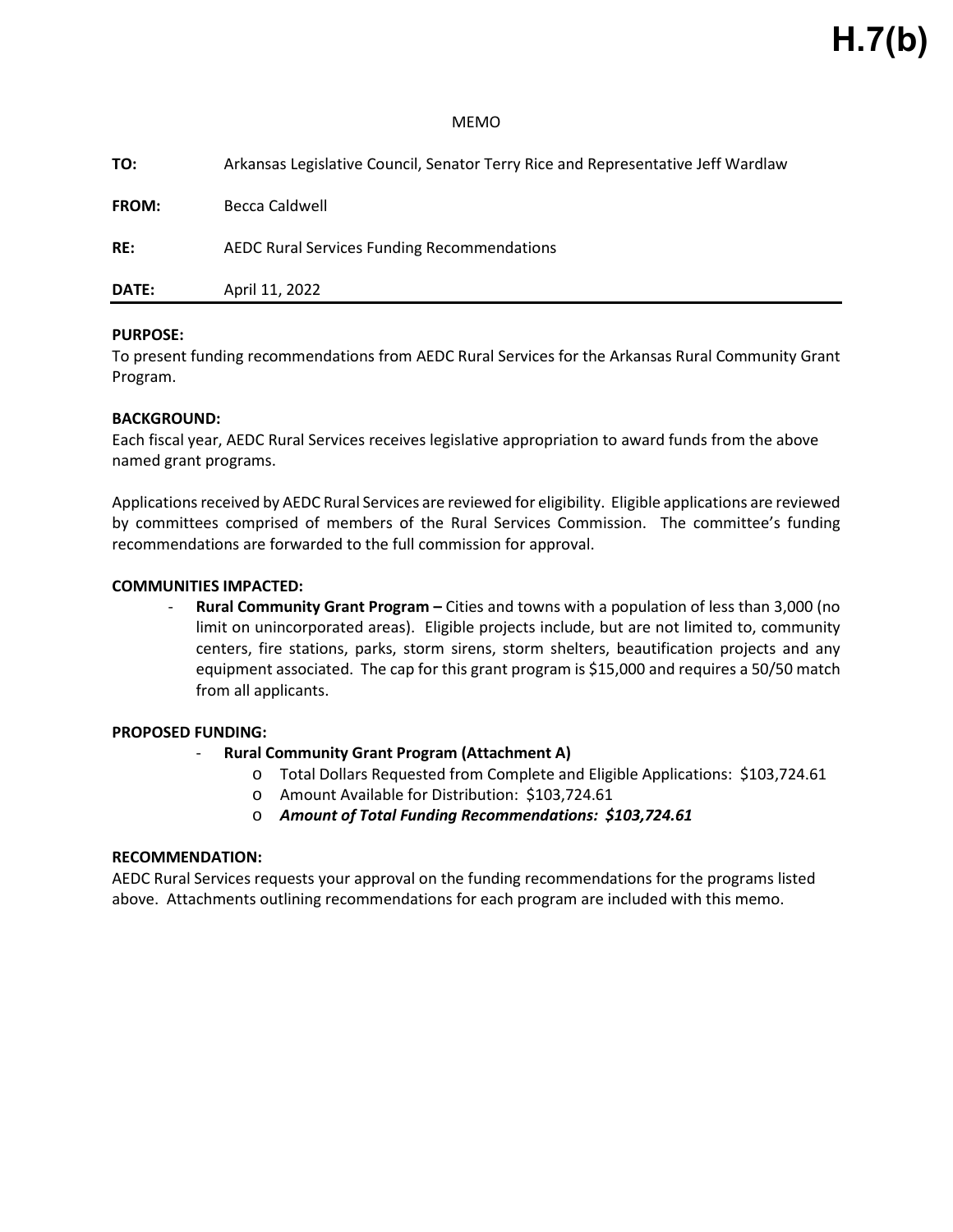# H.7(b)

MEMO

**TO:** Arkansas Legislative Council, Senator Terry Rice and Representative Jeff Wardlaw

**FROM:** Becca Caldwell

**RE:** AEDC Rural Services Funding Recommendations

**DATE:** April 11, 2022

**PURPOSE:**
To present funding recommendations from AEDC Rural Services for the Arkansas Rural Community Grant Program.

**BACKGROUND:**
Each fiscal year, AEDC Rural Services receives legislative appropriation to award funds from the above named grant programs.

Applications received by AEDC Rural Services are reviewed for eligibility. Eligible applications are reviewed by committees comprised of members of the Rural Services Commission. The committee's funding recommendations are forwarded to the full commission for approval.

**COMMUNITIES IMPACTED:**

- **Rural Community Grant Program –** Cities and towns with a population of less than 3,000 (no limit on unincorporated areas). Eligible projects include, but are not limited to, community centers, fire stations, parks, storm sirens, storm shelters, beautification projects and any equipment associated. The cap for this grant program is $15,000 and requires a 50/50 match from all applicants.

**PROPOSED FUNDING:**

- **Rural Community Grant Program (Attachment A)**
  - Total Dollars Requested from Complete and Eligible Applications: $103,724.61
  - Amount Available for Distribution: $103,724.61
  - ***Amount of Total Funding Recommendations: $103,724.61***

**RECOMMENDATION:**
AEDC Rural Services requests your approval on the funding recommendations for the programs listed above. Attachments outlining recommendations for each program are included with this memo.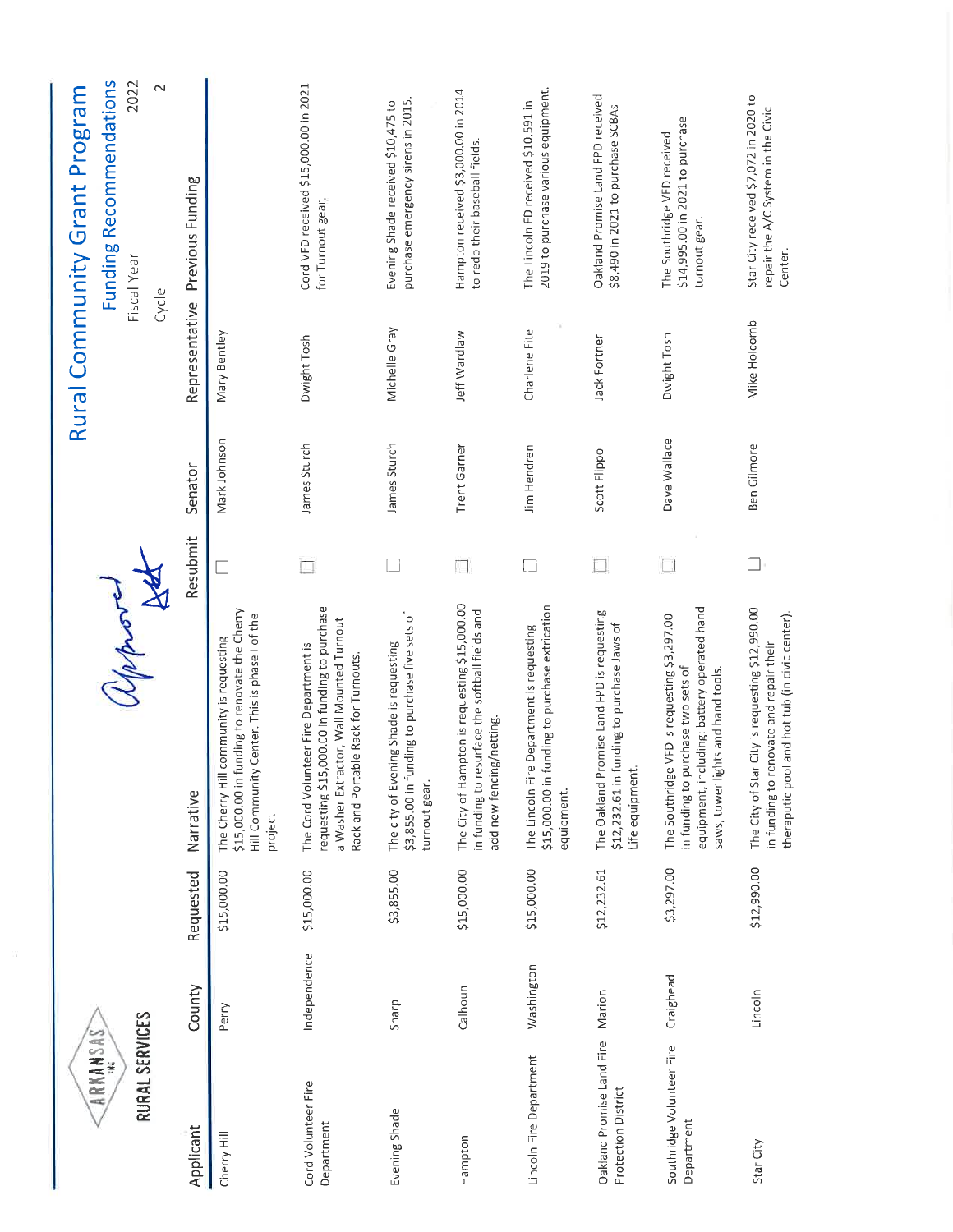ARKANSAS INC

RURAL SERVICES

# Rural Community Grant Program

## Funding Recommendations

Fiscal Year 2022

Cycle 2

Approved [handwritten]

| Applicant | County | Requested | Narrative | Resubmit | Senator | Representative | Previous Funding |
|---|---|---|---|---|---|---|---|
| Cherry Hill | Perry | $15,000.00 | The Cherry Hill community is requesting $15,000.00 in funding to renovate the Cherry Hill Community Center. This is phase I of the project. | ☐ | Mark Johnson | Mary Bentley | |
| Cord Volunteer Fire Department | Independence | $15,000.00 | The Cord Volunteer Fire Department is requesting $15,000.00 in funding to purchase a Washer Extractor, Wall Mounted Turnout Rack and Portable Rack for Turnouts. | ☐ | James Sturch | Dwight Tosh | Cord VFD received $15,000.00 in 2021 for Turnout gear. |
| Evening Shade | Sharp | $3,855.00 | The city of Evening Shade is requesting $3,855.00 in funding to purchase five sets of turnout gear. | ☐ | James Sturch | Michelle Gray | Evening Shade received $10,475 to purchase emergency sirens in 2015. |
| Hampton | Calhoun | $15,000.00 | The City of Hampton is requesting $15,000.00 in funding to resurface the softball fields and add new fencing/netting. | ☐ | Trent Garner | Jeff Wardlaw | Hampton received $3,000.00 in 2014 to redo their baseball fields. |
| Lincoln Fire Department | Washington | $15,000.00 | The Lincoln Fire Department is requesting $15,000.00 in funding to purchase extrication equipment. | ☐ | Jim Hendren | Charlene Fite | The Lincoln FD received $10,591 in 2019 to purchase various equipment. |
| Oakland Promise Land Fire Protection District | Marion | $12,232.61 | The Oakland Promise Land FPD is requesting $12,232.61 in funding to purchase Jaws of Life equipment. | ☐ | Scott Flippo | Jack Fortner | Oakland Promise Land FPD received $8,490 in 2021 to purchase SCBAs |
| Southridge Volunteer Fire Department | Craighead | $3,297.00 | The Southridge VFD is requesting $3,297.00 in funding to purchase two sets of equipment, including; battery operated hand saws, tower lights and hand tools. | ☐ | Dave Wallace | Dwight Tosh | The Southridge VFD received $14,995.00 in 2021 to purchase turnout gear. |
| Star City | Lincoln | $12,990.00 | The City of Star City is requesting $12,990.00 in funding to renovate and repair their theraputic pool and hot tub (in civic center). | ☐ | Ben Gilmore | Mike Holcomb | Star City received $7,072 in 2020 to repair the A/C System in the Civic Center. |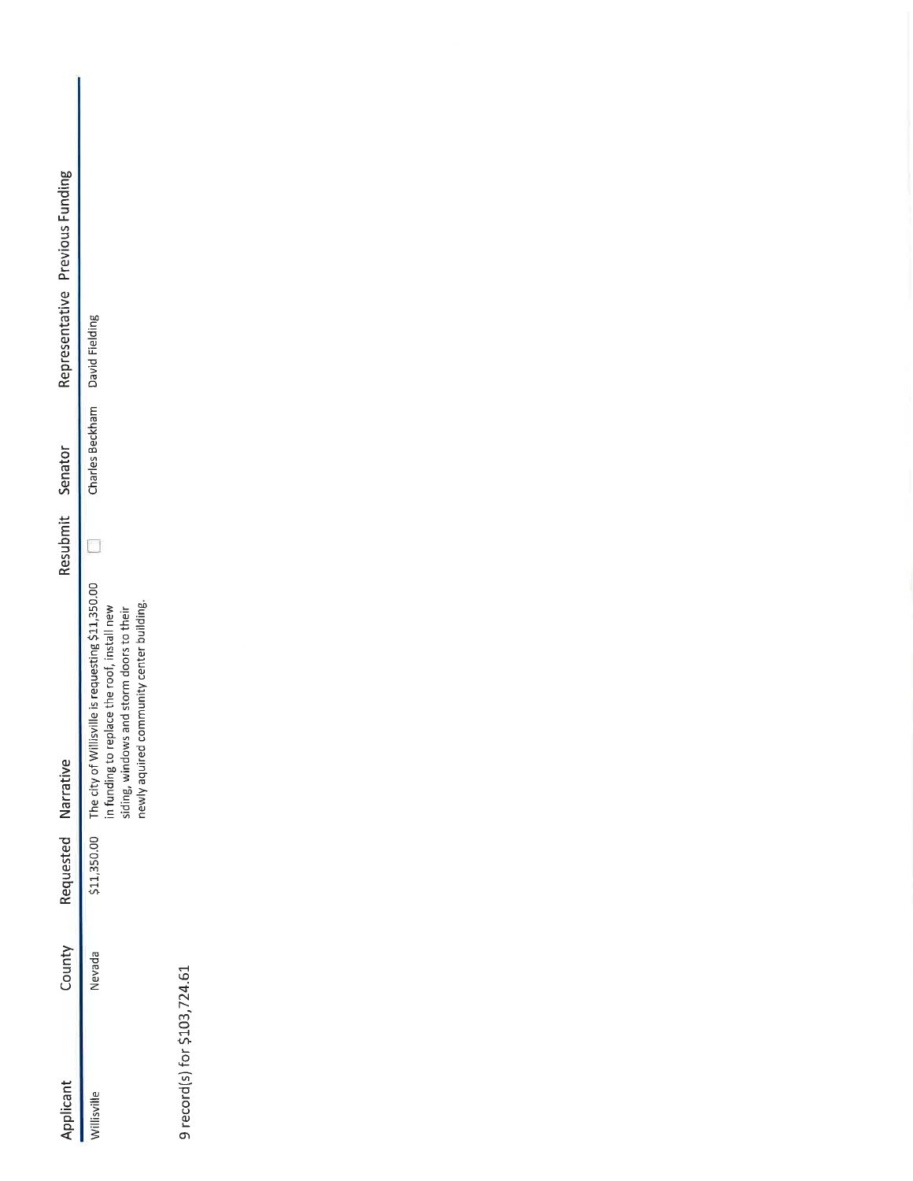| Applicant | County | Requested | Narrative | Resubmit | Senator | Representative | Previous Funding |
|---|---|---|---|---|---|---|---|
| Willisville | Nevada | $11,350.00 | The city of Willisville is requesting $11,350.00 in funding to replace the roof, install new siding, windows and storm doors to their newly aquired community center building. | ☐ | Charles Beckham | David Fielding | |

9 record(s) for $103,724.61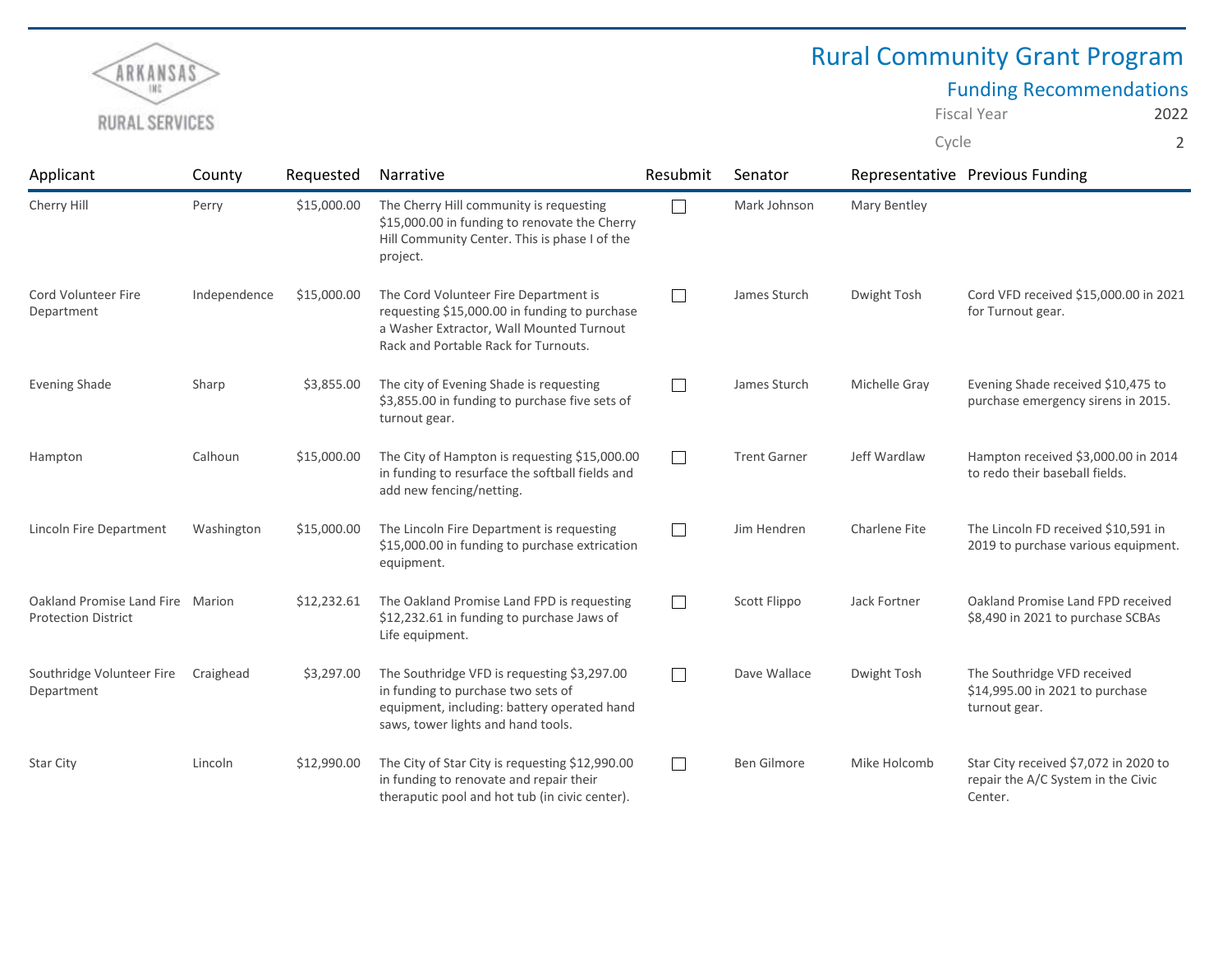ARKANSAS INC

RURAL SERVICES

# Rural Community Grant Program

## Funding Recommendations

Fiscal Year 2022

Cycle 2

| Applicant | County | Requested | Narrative | Resubmit | Senator | Representative | Previous Funding |
|---|---|---|---|---|---|---|---|
| Cherry Hill | Perry | $15,000.00 | The Cherry Hill community is requesting $15,000.00 in funding to renovate the Cherry Hill Community Center. This is phase I of the project. | ☐ | Mark Johnson | Mary Bentley | |
| Cord Volunteer Fire Department | Independence | $15,000.00 | The Cord Volunteer Fire Department is requesting $15,000.00 in funding to purchase a Washer Extractor, Wall Mounted Turnout Rack and Portable Rack for Turnouts. | ☐ | James Sturch | Dwight Tosh | Cord VFD received $15,000.00 in 2021 for Turnout gear. |
| Evening Shade | Sharp | $3,855.00 | The city of Evening Shade is requesting $3,855.00 in funding to purchase five sets of turnout gear. | ☐ | James Sturch | Michelle Gray | Evening Shade received $10,475 to purchase emergency sirens in 2015. |
| Hampton | Calhoun | $15,000.00 | The City of Hampton is requesting $15,000.00 in funding to resurface the softball fields and add new fencing/netting. | ☐ | Trent Garner | Jeff Wardlaw | Hampton received $3,000.00 in 2014 to redo their baseball fields. |
| Lincoln Fire Department | Washington | $15,000.00 | The Lincoln Fire Department is requesting $15,000.00 in funding to purchase extrication equipment. | ☐ | Jim Hendren | Charlene Fite | The Lincoln FD received $10,591 in 2019 to purchase various equipment. |
| Oakland Promise Land Fire Protection District | Marion | $12,232.61 | The Oakland Promise Land FPD is requesting $12,232.61 in funding to purchase Jaws of Life equipment. | ☐ | Scott Flippo | Jack Fortner | Oakland Promise Land FPD received $8,490 in 2021 to purchase SCBAs |
| Southridge Volunteer Fire Department | Craighead | $3,297.00 | The Southridge VFD is requesting $3,297.00 in funding to purchase two sets of equipment, including: battery operated hand saws, tower lights and hand tools. | ☐ | Dave Wallace | Dwight Tosh | The Southridge VFD received $14,995.00 in 2021 to purchase turnout gear. |
| Star City | Lincoln | $12,990.00 | The City of Star City is requesting $12,990.00 in funding to renovate and repair their theraputic pool and hot tub (in civic center). | ☐ | Ben Gilmore | Mike Holcomb | Star City received $7,072 in 2020 to repair the A/C System in the Civic Center. |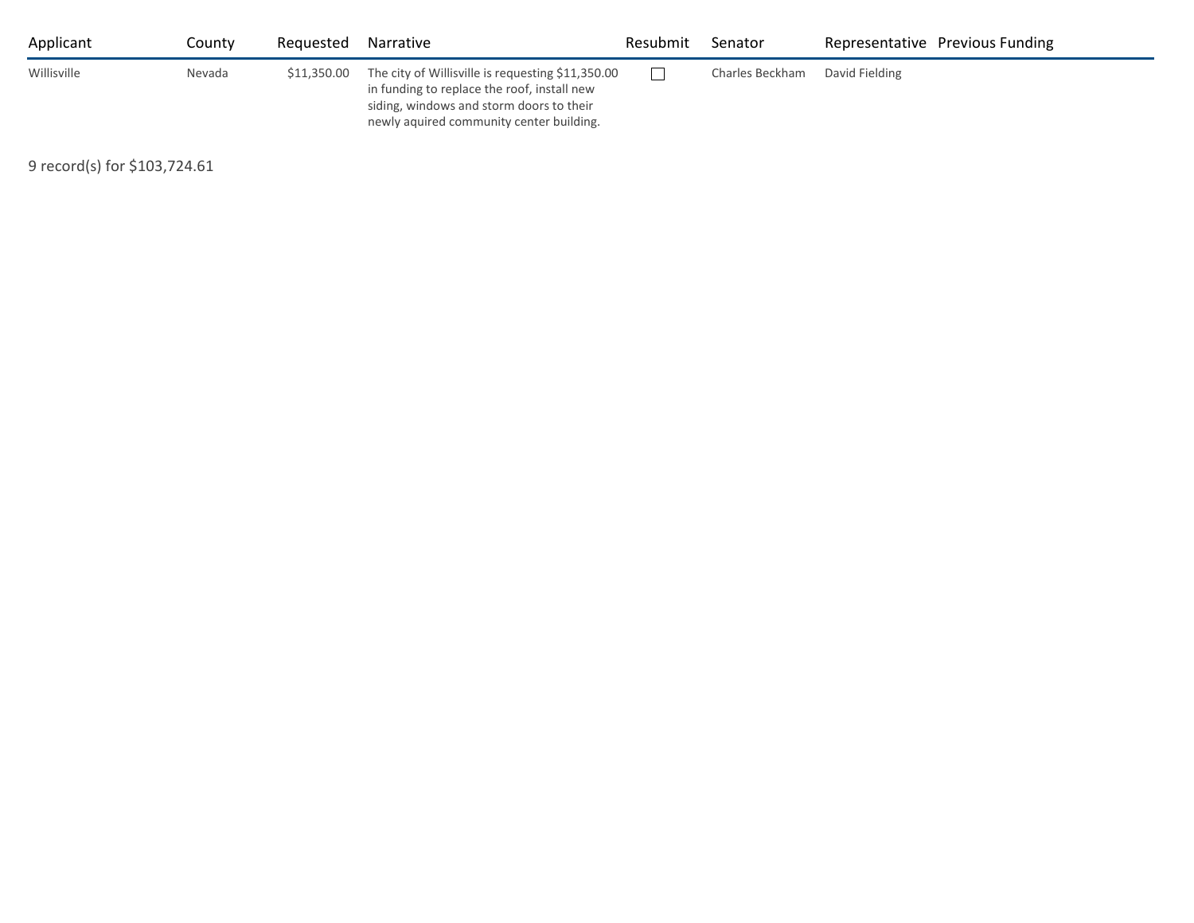| Applicant | County | Requested | Narrative | Resubmit | Senator | Representative | Previous Funding |
|---|---|---|---|---|---|---|---|
| Willisville | Nevada | $11,350.00 | The city of Willisville is requesting $11,350.00 in funding to replace the roof, install new siding, windows and storm doors to their newly aquired community center building. | ☐ | Charles Beckham | David Fielding | |

9 record(s) for $103,724.61